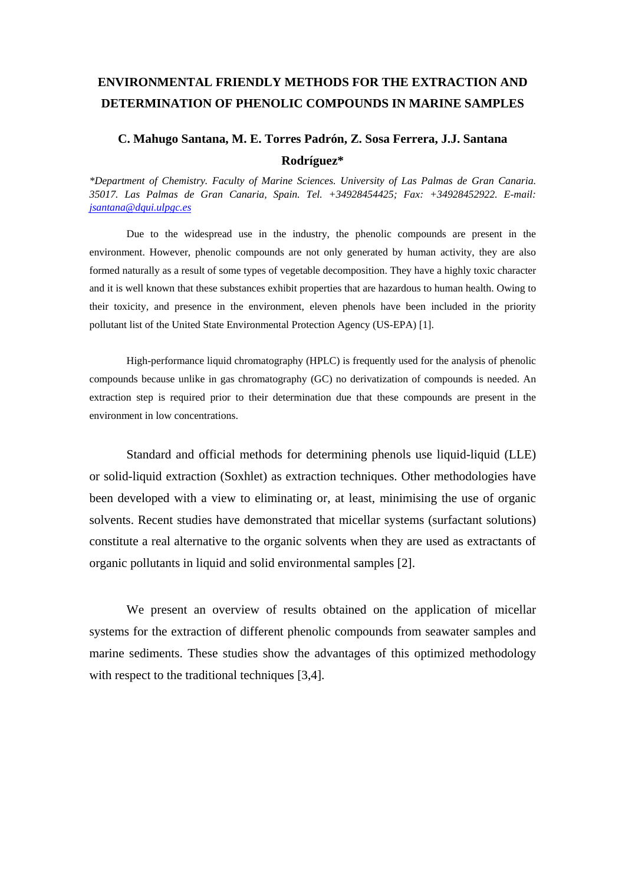# ENVIRONMENTAL FRIENDLY METHODS FOR THE EXTRACTION AND DETERMINATION OF PHENOLIC COMPOUNDS IN MARINE SAMPLES

## C. Mahugo Santana, M. E. Torres Padrón, Z. Sosa Ferrera, J.J. Santana Rodríguez*

*\*Department of Chemistry. Faculty of Marine Sciences. University of Las Palmas de Gran Canaria. 35017. Las Palmas de Gran Canaria, Spain. Tel. +34928454425; Fax: +34928452922. E-mail: jsantana@dqui.ulpgc.es*

Due to the widespread use in the industry, the phenolic compounds are present in the environment. However, phenolic compounds are not only generated by human activity, they are also formed naturally as a result of some types of vegetable decomposition. They have a highly toxic character and it is well known that these substances exhibit properties that are hazardous to human health. Owing to their toxicity, and presence in the environment, eleven phenols have been included in the priority pollutant list of the United State Environmental Protection Agency (US-EPA) [1].

High-performance liquid chromatography (HPLC) is frequently used for the analysis of phenolic compounds because unlike in gas chromatography (GC) no derivatization of compounds is needed. An extraction step is required prior to their determination due that these compounds are present in the environment in low concentrations.

Standard and official methods for determining phenols use liquid-liquid (LLE) or solid-liquid extraction (Soxhlet) as extraction techniques. Other methodologies have been developed with a view to eliminating or, at least, minimising the use of organic solvents. Recent studies have demonstrated that micellar systems (surfactant solutions) constitute a real alternative to the organic solvents when they are used as extractants of organic pollutants in liquid and solid environmental samples [2].

We present an overview of results obtained on the application of micellar systems for the extraction of different phenolic compounds from seawater samples and marine sediments. These studies show the advantages of this optimized methodology with respect to the traditional techniques [3,4].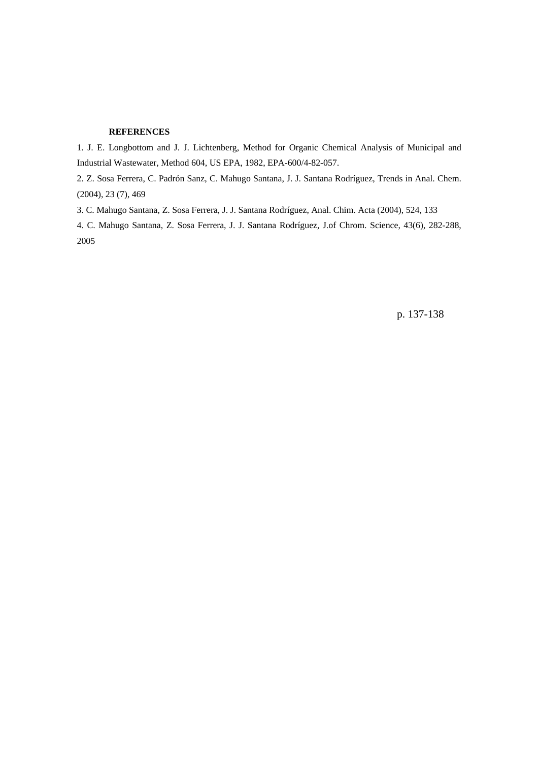**REFERENCES**

1. J. E. Longbottom and J. J. Lichtenberg, Method for Organic Chemical Analysis of Municipal and Industrial Wastewater, Method 604, US EPA, 1982, EPA-600/4-82-057.

2. Z. Sosa Ferrera, C. Padrón Sanz, C. Mahugo Santana, J. J. Santana Rodríguez, Trends in Anal. Chem. (2004), 23 (7), 469

3. C. Mahugo Santana, Z. Sosa Ferrera, J. J. Santana Rodríguez, Anal. Chim. Acta (2004), 524, 133

4. C. Mahugo Santana, Z. Sosa Ferrera, J. J. Santana Rodríguez, J.of Chrom. Science, 43(6), 282-288, 2005